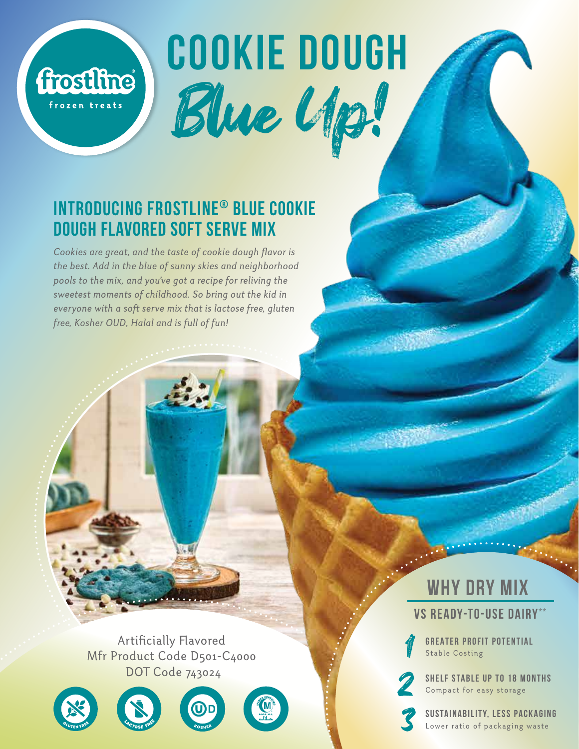frostline®

frozen treats

# COOKIE DOUGH Blue Up!

## INTRODUCING FROSTLINE® BLUE COOKIE DOUGH FLAVORED SOFT SERVE MIX

*Cookies are great, and the taste of cookie dough flavor is the best. Add in the blue of sunny skies and neighborhood pools to the mix, and you've got a recipe for reliving the sweetest moments of childhood. So bring out the kid in everyone with a soft serve mix that is lactose free, gluten free, Kosher OUD, Halal and is full of fun!*

Artificially Flavored
Mfr Product Code D501-C4000
DOT Code 743024

GLUTEN FREE | LACTOSE FREE | KOSHER | HALAL

## WHY DRY MIX

### VS READY-TO-USE DAIRY**

1. **GREATER PROFIT POTENTIAL**
   Stable Costing
2. **SHELF STABLE UP TO 18 MONTHS**
   Compact for easy storage
3. **SUSTAINABILITY, LESS PACKAGING**
   Lower ratio of packaging waste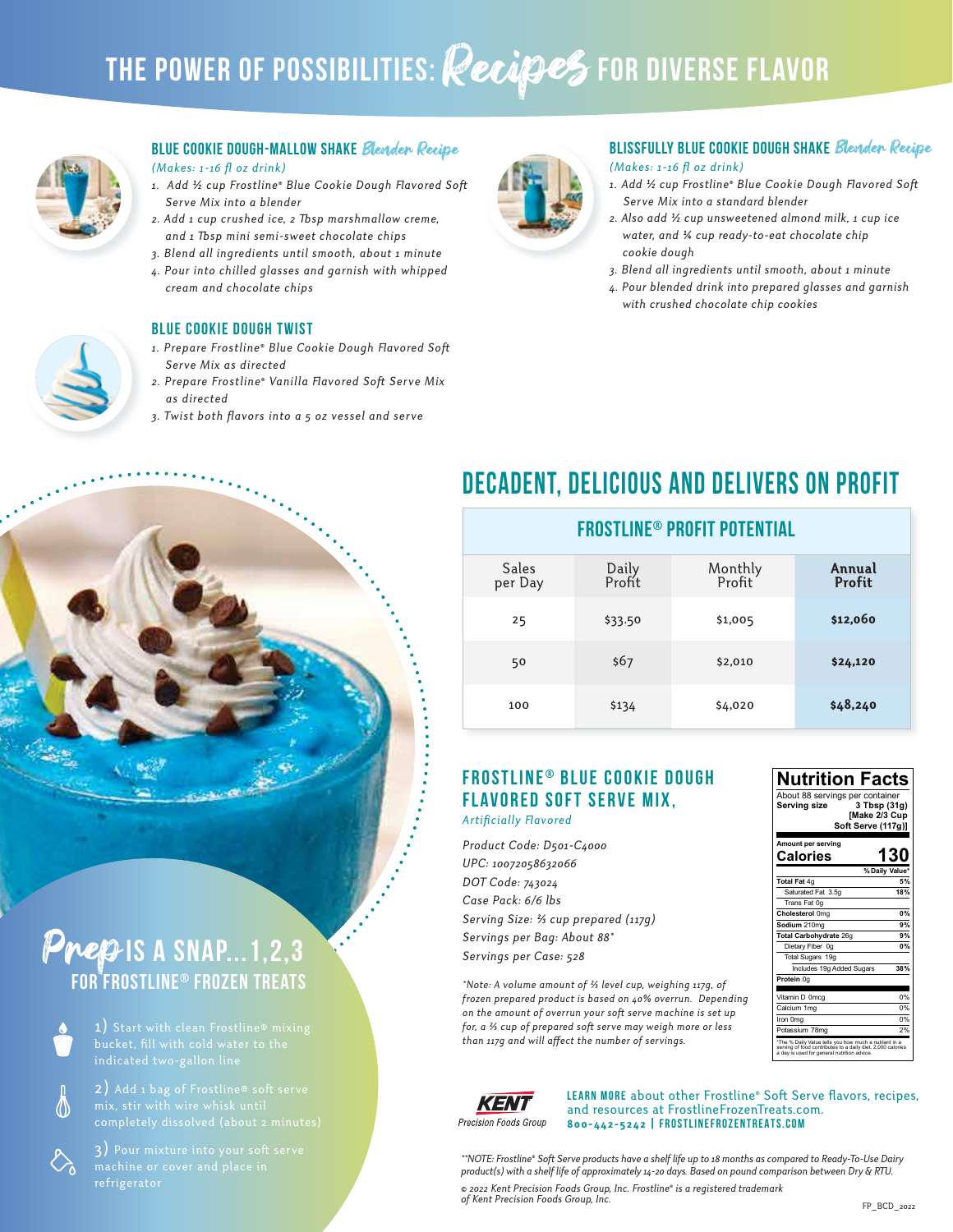# THE POWER OF POSSIBILITIES: *Recipes* FOR DIVERSE FLAVOR

### BLUE COOKIE DOUGH-MALLOW SHAKE *Blender Recipe*

*(Makes: 1-16 fl oz drink)*

1. *Add ½ cup Frostline® Blue Cookie Dough Flavored Soft Serve Mix into a blender*
2. *Add 1 cup crushed ice, 2 Tbsp marshmallow creme, and 1 Tbsp mini semi-sweet chocolate chips*
3. *Blend all ingredients until smooth, about 1 minute*
4. *Pour into chilled glasses and garnish with whipped cream and chocolate chips*

### BLUE COOKIE DOUGH TWIST

1. *Prepare Frostline® Blue Cookie Dough Flavored Soft Serve Mix as directed*
2. *Prepare Frostline® Vanilla Flavored Soft Serve Mix as directed*
3. *Twist both flavors into a 5 oz vessel and serve*

### BLISSFULLY BLUE COOKIE DOUGH SHAKE *Blender Recipe*

*(Makes: 1-16 fl oz drink)*

1. *Add ½ cup Frostline® Blue Cookie Dough Flavored Soft Serve Mix into a standard blender*
2. *Also add ½ cup unsweetened almond milk, 1 cup ice water, and ¼ cup ready-to-eat chocolate chip cookie dough*
3. *Blend all ingredients until smooth, about 1 minute*
4. *Pour blended drink into prepared glasses and garnish with crushed chocolate chip cookies*

## *Prep* IS A SNAP...1,2,3 FOR FROSTLINE® FROZEN TREATS

1) Start with clean Frostline® mixing bucket, fill with cold water to the indicated two-gallon line

2) Add 1 bag of Frostline® soft serve mix, stir with wire whisk until completely dissolved (about 2 minutes)

3) Pour mixture into your soft serve machine or cover and place in refrigerator

## DECADENT, DELICIOUS AND DELIVERS ON PROFIT

**FROSTLINE® PROFIT POTENTIAL**

| Sales per Day | Daily Profit | Monthly Profit | **Annual Profit** |
|---|---|---|---|
| 25 | $33.50 | $1,005 | **$12,060** |
| 50 | $67 | $2,010 | **$24,120** |
| 100 | $134 | $4,020 | **$48,240** |

### FROSTLINE® BLUE COOKIE DOUGH FLAVORED SOFT SERVE MIX,

*Artificially Flavored*

*Product Code: D501-C4000*
*UPC: 10072058632066*
*DOT Code: 743024*
*Case Pack: 6/6 lbs*
*Serving Size: ⅔ cup prepared (117g)*
*Servings per Bag: About 88\**
*Servings per Case: 528*

*\*Note: A volume amount of ⅔ level cup, weighing 117g, of frozen prepared product is based on 40% overrun. Depending on the amount of overrun your soft serve machine is set up for, a ⅔ cup of prepared soft serve may weigh more or less than 117g and will affect the number of servings.*

**Nutrition Facts**

About 88 servings per container
**Serving size** 3 Tbsp (31g) [Make 2/3 Cup Soft Serve (117g)]

| Amount per serving | |
|---|---|
| **Calories** | **130** |
| | **% Daily Value\*** |
| **Total Fat** 4g | 5% |
| Saturated Fat 3.5g | 18% |
| Trans Fat 0g | |
| **Cholesterol** 0mg | 0% |
| **Sodium** 210mg | 9% |
| **Total Carbohydrate** 26g | 9% |
| Dietary Fiber 0g | 0% |
| Total Sugars 19g | |
| Includes 19g Added Sugars | 38% |
| **Protein** 0g | |
| Vitamin D 0mcg | 0% |
| Calcium 1mg | 0% |
| Iron 0mg | 0% |
| Potassium 78mg | 2% |

\*The % Daily Value tells you how much a nutrient in a serving of food contributes to a daily diet. 2,000 calories a day is used for general nutrition advice.

KENT Precision Foods Group

**LEARN MORE** about other Frostline® Soft Serve flavors, recipes, and resources at FrostlineFrozenTreats.com.
**800-442-5242 | FROSTLINEFROZENTREATS.COM**

*\*\*NOTE: Frostline® Soft Serve products have a shelf life up to 18 months as compared to Ready-To-Use Dairy product(s) with a shelf life of approximately 14-20 days. Based on pound comparison between Dry & RTU.*

*© 2022 Kent Precision Foods Group, Inc. Frostline® is a registered trademark of Kent Precision Foods Group, Inc.*

FP_BCD_2022